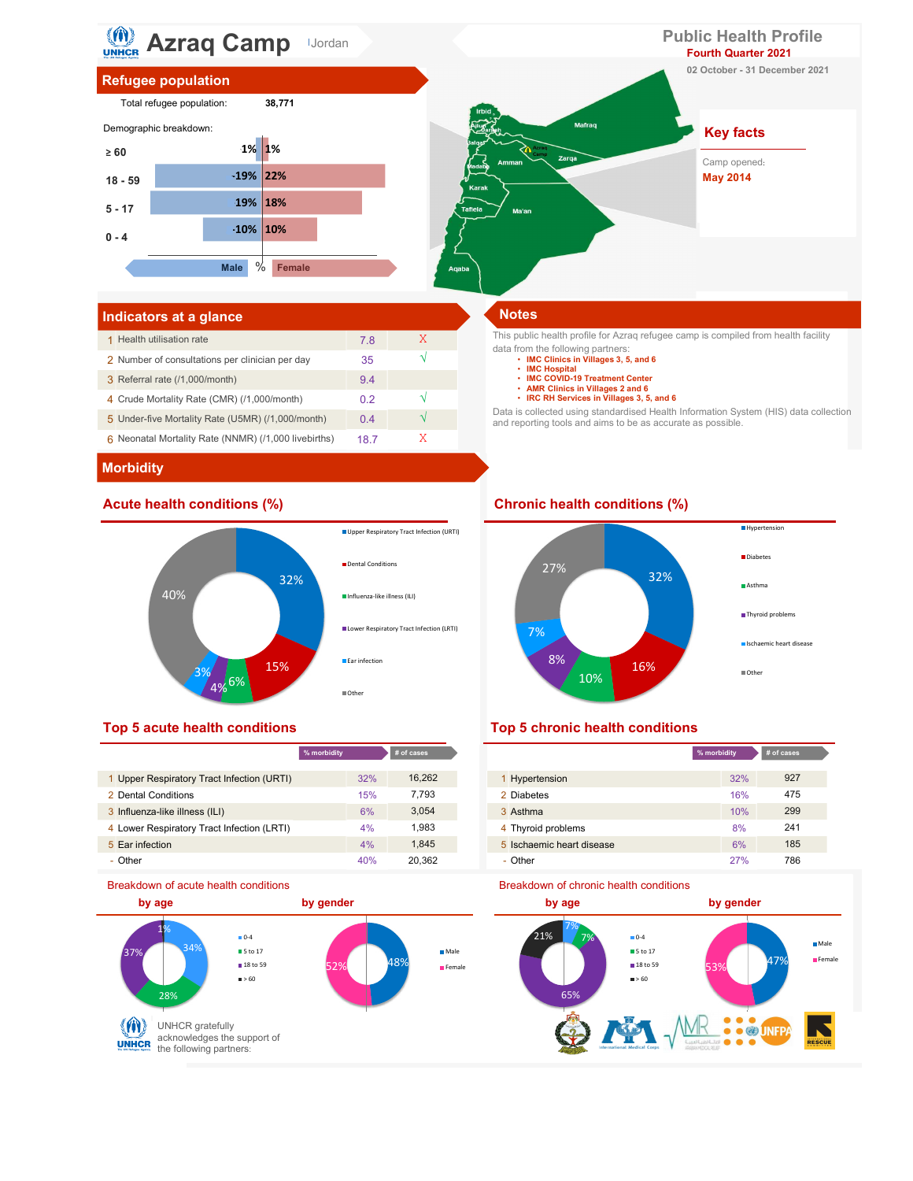# Azraq Camp | Jordan

## Public Health Profile

**Fourth Quarter 2021**

02 October - 31 December 2021

## Refugee population

Total refugee population: **38,771**

Demographic breakdown:

| Age | Male | Female |
|---|---|---|
| ≥ 60 | 1% | 1% |
| 18 - 59 | 19% | 22% |
| 5 - 17 | 19% | 18% |
| 0 - 4 | 10% | 10% |

## Key facts

Camp opened: **May 2014**

## Indicators at a glance

| | Indicator | Value | |
|---|---|---|---|
| 1 | Health utilisation rate | 7.8 | X |
| 2 | Number of consultations per clinician per day | 35 | √ |
| 3 | Referral rate (/1,000/month) | 9.4 | |
| 4 | Crude Mortality Rate (CMR) (/1,000/month) | 0.2 | √ |
| 5 | Under-five Mortality Rate (U5MR) (/1,000/month) | 0.4 | √ |
| 6 | Neonatal Mortality Rate (NNMR) (/1,000 livebirths) | 18.7 | X |

## Notes

This public health profile for Azraq refugee camp is compiled from health facility data from the following partners:

- IMC Clinics in Villages 3, 5, and 6
- IMC Hospital
- IMC COVID-19 Treatment Center
- AMR Clinics in Villages 2 and 6
- IRC RH Services in Villages 3, 5, and 6

Data is collected using standardised Health Information System (HIS) data collection and reporting tools and aims to be as accurate as possible.

## Morbidity

### Acute health conditions (%)

Upper Respiratory Tract Infection (URTI) 32%, Dental Conditions 15%, Influenza-like illness (ILI) 6%, Lower Respiratory Tract Infection (LRTI) 4%, Ear infection 3%, Other 40%

### Chronic health conditions (%)

Hypertension 32%, Diabetes 16%, Asthma 10%, Thyroid problems 8%, Ischaemic heart disease 7%, Other 27%

### Top 5 acute health conditions

| | Condition | % morbidity | # of cases |
|---|---|---|---|
| 1 | Upper Respiratory Tract Infection (URTI) | 32% | 16,262 |
| 2 | Dental Conditions | 15% | 7,793 |
| 3 | Influenza-like illness (ILI) | 6% | 3,054 |
| 4 | Lower Respiratory Tract Infection (LRTI) | 4% | 1,983 |
| 5 | Ear infection | 4% | 1,845 |
| - | Other | 40% | 20,362 |

### Top 5 chronic health conditions

| | Condition | % morbidity | # of cases |
|---|---|---|---|
| 1 | Hypertension | 32% | 927 |
| 2 | Diabetes | 16% | 475 |
| 3 | Asthma | 10% | 299 |
| 4 | Thyroid problems | 8% | 241 |
| 5 | Ischaemic heart disease | 6% | 185 |
| - | Other | 27% | 786 |

### Breakdown of acute health conditions

**by age:** 0-4: 34%, 5 to 17: 28%, 18 to 59: 37%, > 60: 1%

**by gender:** Male: 48%, Female: 52%

### Breakdown of chronic health conditions

**by age:** 0-4: 7%, 5 to 17: 7%, 18 to 59: 65%, > 60: 21%

**by gender:** Male: 47%, Female: 53%

UNHCR gratefully acknowledges the support of the following partners: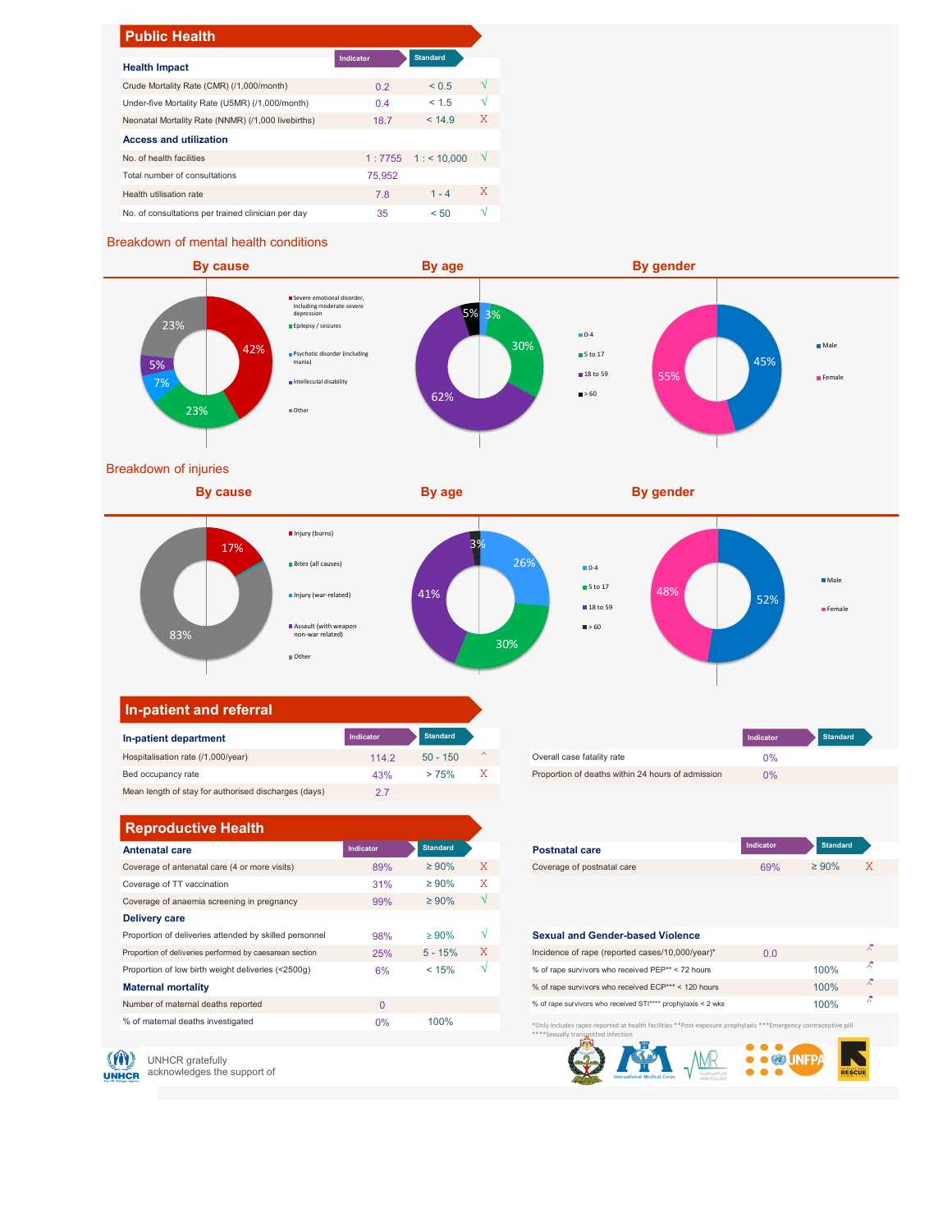## Public Health

| Health Impact | Indicator | Standard | |
|---|---|---|---|
| Crude Mortality Rate (CMR) (/1,000/month) | 0.2 | < 0.5 | √ |
| Under-five Mortality Rate (U5MR) (/1,000/month) | 0.4 | < 1.5 | √ |
| Neonatal Mortality Rate (NNMR) (/1,000 livebirths) | 18.7 | < 14.9 | X |
| **Access and utilization** | | | |
| No. of health facilities | 1 : 7755 | 1 : < 10,000 | √ |
| Total number of consultations | 75,952 | | |
| Health utilisation rate | 7.8 | 1 - 4 | X |
| No. of consultations per trained clinician per day | 35 | < 50 | √ |

### Breakdown of mental health conditions

**By cause**

42%
23%
7%
5%
23%

Severe emotional disorder, including moderate-severe depression
Epilepsy / seizures
Psychotic disorder (including mania)
Intellecutal disability
Other

**By age**

5%
3%
30%
62%

0-4
5 to 17
18 to 59
> 60

**By gender**

45%
55%

Male
Female

### Breakdown of injuries

**By cause**

17%
83%

Injury (burns)
Bites (all causes)
Injury (war-related)
Assault (with weapon non-war related)
Other

**By age**

3%
26%
30%
41%

0-4
5 to 17
18 to 59
> 60

**By gender**

48%
52%

Male
Female

## In-patient and referral

| In-patient department | Indicator | Standard | |
|---|---|---|---|
| Hospitalisation rate (/1,000/year) | 114.2 | 50 - 150 | ^ |
| Bed occupancy rate | 43% | > 75% | X |
| Mean length of stay for authorised discharges (days) | 2.7 | | |

| | Indicator | Standard |
|---|---|---|
| Overall case fatality rate | 0% | |
| Proportion of deaths within 24 hours of admission | 0% | |

## Reproductive Health

| Antenatal care | Indicator | Standard | |
|---|---|---|---|
| Coverage of antenatal care (4 or more visits) | 89% | ≥ 90% | X |
| Coverage of TT vaccination | 31% | ≥ 90% | X |
| Coverage of anaemia screening in pregnancy | 99% | ≥ 90% | √ |
| **Delivery care** | | | |
| Proportion of deliveries attended by skilled personnel | 98% | ≥ 90% | √ |
| Proportion of deliveries performed by caesarean section | 25% | 5 - 15% | X |
| Proportion of low birth weight deliveries (<2500g) | 6% | < 15% | √ |
| **Maternal mortality** | | | |
| Number of maternal deaths reported | 0 | | |
| % of maternal deaths investigated | 0% | 100% | |

| Postnatal care | Indicator | Standard | |
|---|---|---|---|
| Coverage of postnatal care | 69% | ≥ 90% | X |

| Sexual and Gender-based Violence | Indicator | Standard | |
|---|---|---|---|
| Incidence of rape (reported cases/10,000/year)* | 0.0 | | |
| % of rape survivors who received PEP** < 72 hours | | 100% | |
| % of rape survivors who received ECP*** < 120 hours | | 100% | |
| % of rape survivors who received STI**** prophylaxis < 2 wks | | 100% | |

*Only includes rapes reported at health facilities **Post-exposure prophylaxis ***Emergency contraceptive pill ****Sexually transmitted infection

UNHCR gratefully acknowledges the support of